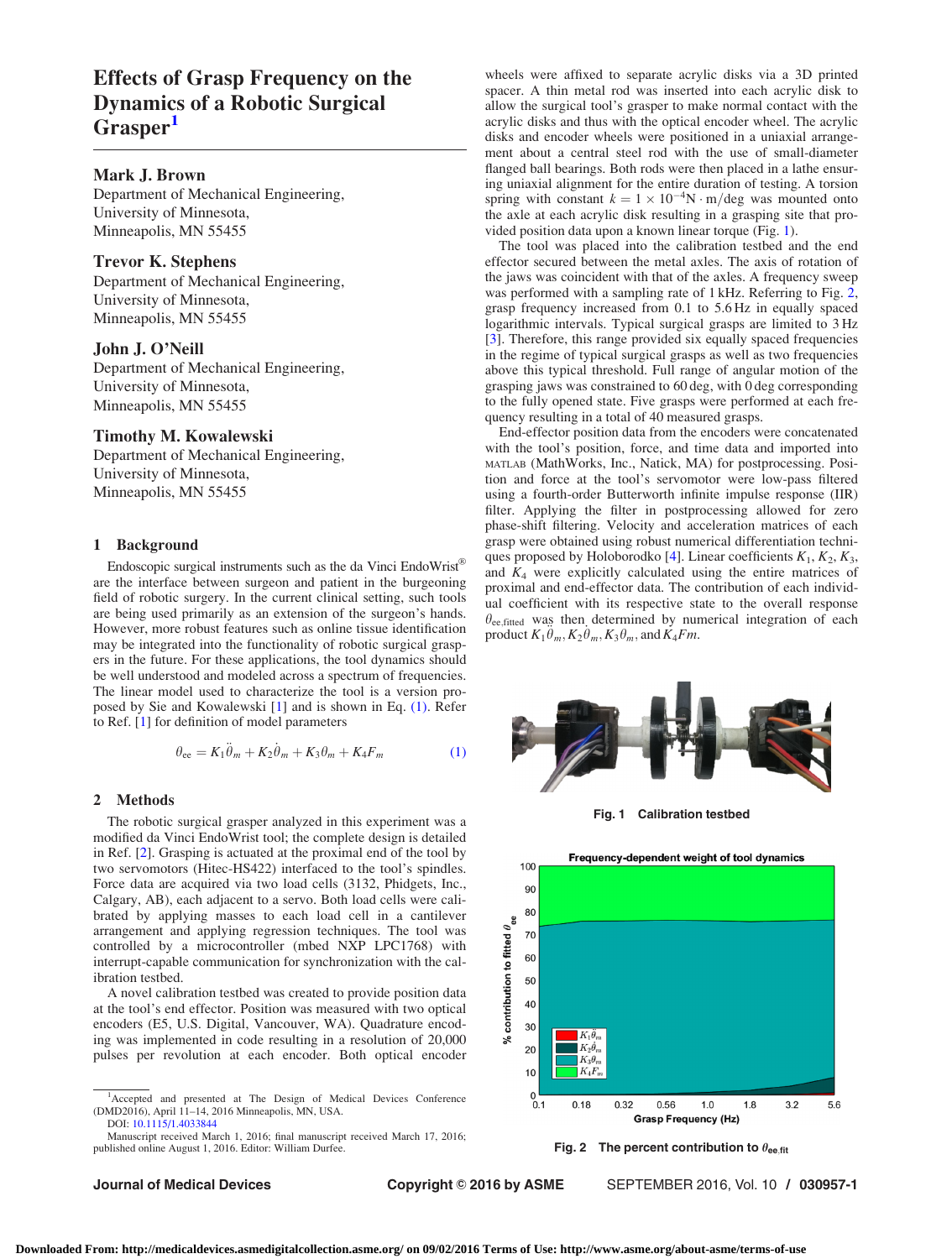# Effects of Grasp Frequency on the Dynamics of a Robotic Surgical Grasper[1]

**Mark J. Brown**
Department of Mechanical Engineering,
University of Minnesota,
Minneapolis, MN 55455

**Trevor K. Stephens**
Department of Mechanical Engineering,
University of Minnesota,
Minneapolis, MN 55455

**John J. O'Neill**
Department of Mechanical Engineering,
University of Minnesota,
Minneapolis, MN 55455

**Timothy M. Kowalewski**
Department of Mechanical Engineering,
University of Minnesota,
Minneapolis, MN 55455

## 1 Background

Endoscopic surgical instruments such as the da Vinci EndoWrist® are the interface between surgeon and patient in the burgeoning field of robotic surgery. In the current clinical setting, such tools are being used primarily as an extension of the surgeon's hands. However, more robust features such as online tissue identification may be integrated into the functionality of robotic surgical graspers in the future. For these applications, the tool dynamics should be well understood and modeled across a spectrum of frequencies. The linear model used to characterize the tool is a version proposed by Sie and Kowalewski [1] and is shown in Eq. (1). Refer to Ref. [1] for definition of model parameters

$$\theta_{\mathrm{ee}} = K_1\ddot{\theta}_m + K_2\dot{\theta}_m + K_3\theta_m + K_4F_m \tag{1}$$

## 2 Methods

The robotic surgical grasper analyzed in this experiment was a modified da Vinci EndoWrist tool; the complete design is detailed in Ref. [2]. Grasping is actuated at the proximal end of the tool by two servomotors (Hitec-HS422) interfaced to the tool's spindles. Force data are acquired via two load cells (3132, Phidgets, Inc., Calgary, AB), each adjacent to a servo. Both load cells were calibrated by applying masses to each load cell in a cantilever arrangement and applying regression techniques. The tool was controlled by a microcontroller (mbed NXP LPC1768) with interrupt-capable communication for synchronization with the calibration testbed.

A novel calibration testbed was created to provide position data at the tool's end effector. Position was measured with two optical encoders (E5, U.S. Digital, Vancouver, WA). Quadrature encoding was implemented in code resulting in a resolution of 20,000 pulses per revolution at each encoder. Both optical encoder wheels were affixed to separate acrylic disks via a 3D printed spacer. A thin metal rod was inserted into each acrylic disk to allow the surgical tool's grasper to make normal contact with the acrylic disks and thus with the optical encoder wheel. The acrylic disks and encoder wheels were positioned in a uniaxial arrangement about a central steel rod with the use of small-diameter flanged ball bearings. Both rods were then placed in a lathe ensuring uniaxial alignment for the entire duration of testing. A torsion spring with constant $k = 1 \times 10^{-4}\,\mathrm{N \cdot m/deg}$ was mounted onto the axle at each acrylic disk resulting in a grasping site that provided position data upon a known linear torque (Fig. 1).

The tool was placed into the calibration testbed and the end effector secured between the metal axles. The axis of rotation of the jaws was coincident with that of the axles. A frequency sweep was performed with a sampling rate of 1 kHz. Referring to Fig. 2, grasp frequency increased from 0.1 to 5.6 Hz in equally spaced logarithmic intervals. Typical surgical grasps are limited to 3 Hz [3]. Therefore, this range provided six equally spaced frequencies in the regime of typical surgical grasps as well as two frequencies above this typical threshold. Full range of angular motion of the grasping jaws was constrained to 60 deg, with 0 deg corresponding to the fully opened state. Five grasps were performed at each frequency resulting in a total of 40 measured grasps.

End-effector position data from the encoders were concatenated with the tool's position, force, and time data and imported into MATLAB (MathWorks, Inc., Natick, MA) for postprocessing. Position and force at the tool's servomotor were low-pass filtered using a fourth-order Butterworth infinite impulse response (IIR) filter. Applying the filter in postprocessing allowed for zero phase-shift filtering. Velocity and acceleration matrices of each grasp were obtained using robust numerical differentiation techniques proposed by Holoborodko [4]. Linear coefficients $K_1$, $K_2$, $K_3$, and $K_4$ were explicitly calculated using the entire matrices of proximal and end-effector data. The contribution of each individual coefficient with its respective state to the overall response $\theta_{\mathrm{ee,fitted}}$ was then determined by numerical integration of each product $K_1\ddot{\theta}_m, K_2\dot{\theta}_m, K_3\theta_m$, and $K_4Fm$.

Fig. 1 Calibration testbed

Fig. 2 The percent contribution to $\theta_{\mathrm{ee,fit}}$

[1]Accepted and presented at The Design of Medical Devices Conference (DMD2016), April 11–14, 2016 Minneapolis, MN, USA.
DOI: 10.1115/1.4033844
Manuscript received March 1, 2016; final manuscript received March 17, 2016; published online August 1, 2016. Editor: William Durfee.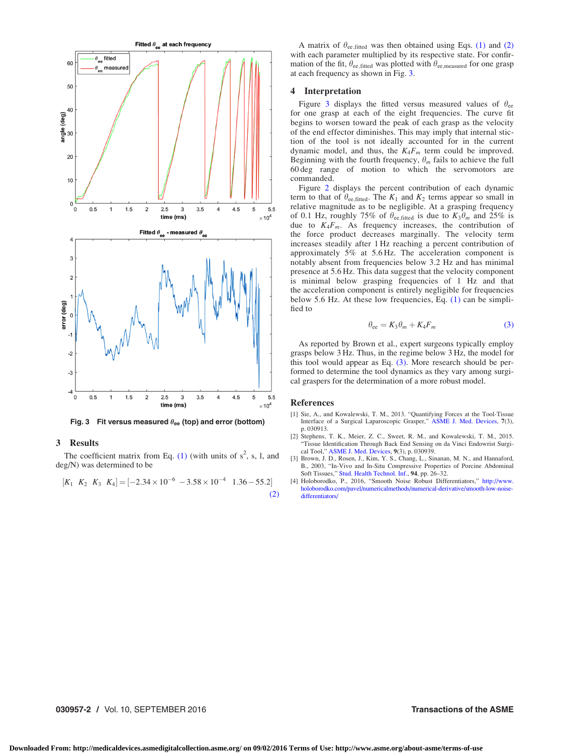Fitted $\theta_{ee}$ at each frequency

$\theta_{ee}$ fitted

$\theta_{ee}$ measured

angle (deg)

60

50

40

30

20

10

0

0 0.5 1 1.5 2 2.5 3 3.5 4 4.5 5 5.5

time (ms)

$\times 10^4$

Fitted $\theta_{ee}$ - measured $\theta_{ee}$

error (deg)

4

3

2

1

0

-1

-2

-3

-4

0 0.5 1 1.5 2 2.5 3 3.5 4 4.5 5 5.5

time (ms)

$\times 10^4$

**Fig. 3 Fit versus measured $\theta_{ee}$ (top) and error (bottom)**

## 3 Results

The coefficient matrix from Eq. (1) (with units of $s^2$, s, 1, and deg/N) was determined to be

$$[K_1 \;\; K_2 \;\; K_3 \;\; K_4] = [-2.34 \times 10^{-6} \;\; -3.58 \times 10^{-4} \;\; 1.36 - 55.2] \tag{2}$$

A matrix of $\theta_{ee,\text{fitted}}$ was then obtained using Eqs. (1) and (2) with each parameter multiplied by its respective state. For confirmation of the fit, $\theta_{ee,\text{fitted}}$ was plotted with $\theta_{ee,\text{measured}}$ for one grasp at each frequency as shown in Fig. 3.

## 4 Interpretation

Figure 3 displays the fitted versus measured values of $\theta_{ee}$ for one grasp at each of the eight frequencies. The curve fit begins to worsen toward the peak of each grasp as the velocity of the end effector diminishes. This may imply that internal stiction of the tool is not ideally accounted for in the current dynamic model, and thus, the $K_4F_m$ term could be improved. Beginning with the fourth frequency, $\theta_m$ fails to achieve the full 60 deg range of motion to which the servomotors are commanded.

Figure 2 displays the percent contribution of each dynamic term to that of $\theta_{ee,\text{fitted}}$. The $K_1$ and $K_2$ terms appear so small in relative magnitude as to be negligible. At a grasping frequency of 0.1 Hz, roughly 75% of $\theta_{ee,\text{fitted}}$ is due to $K_3\theta_m$ and 25% is due to $K_4F_m$. As frequency increases, the contribution of the force product decreases marginally. The velocity term increases steadily after 1 Hz reaching a percent contribution of approximately 5% at 5.6 Hz. The acceleration component is notably absent from frequencies below 3.2 Hz and has minimal presence at 5.6 Hz. This data suggest that the velocity component is minimal below grasping frequencies of 1 Hz and that the acceleration component is entirely negligible for frequencies below 5.6 Hz. At these low frequencies, Eq. (1) can be simplified to

$$\theta_{ee} = K_3\theta_m + K_4F_m \tag{3}$$

As reported by Brown et al., expert surgeons typically employ grasps below 3 Hz. Thus, in the regime below 3 Hz, the model for this tool would appear as Eq. (3). More research should be performed to determine the tool dynamics as they vary among surgical graspers for the determination of a more robust model.

## References

[1] Sie, A., and Kowalewski, T. M., 2013. "Quantifying Forces at the Tool-Tissue Interface of a Surgical Laparoscopic Grasper," ASME J. Med. Devices, 7(3), p. 030913.

[2] Stephens, T. K., Meier, Z. C., Sweet, R. M., and Kowalewski, T. M., 2015. "Tissue Identification Through Back End Sensing on da Vinci Endowrist Surgical Tool," ASME J. Med. Devices, 9(3), p. 030939.

[3] Brown, J. D., Rosen, J., Kim, Y. S., Chang, L., Sinanan, M. N., and Hannaford, B., 2003, "In-Vivo and In-Situ Compressive Properties of Porcine Abdominal Soft Tissues," Stud. Health Technol. Inf., 94, pp. 26–32.

[4] Holoborodko, P., 2016, "Smooth Noise Robust Differentiators," http://www.holoborodko.com/pavel/numericalmethods/numerical-derivative/smooth-low-noise-differentiators/